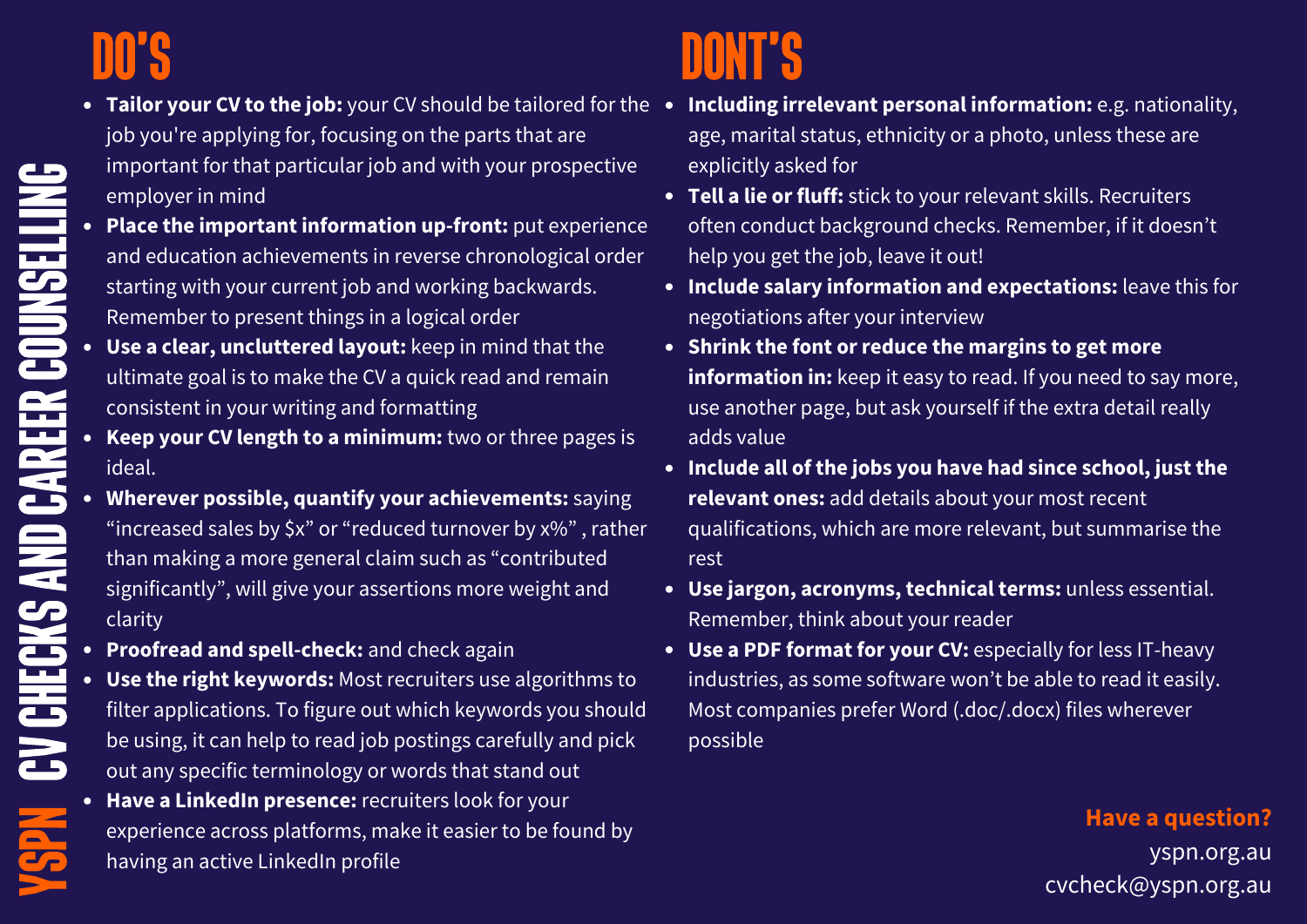# YSPN CV CHECKS AND CAREER COUNSELLING

## DO'S

- **Tailor your CV to the job:** your CV should be tailored for the job you're applying for, focusing on the parts that are important for that particular job and with your prospective employer in mind
- **Place the important information up-front:** put experience and education achievements in reverse chronological order starting with your current job and working backwards. Remember to present things in a logical order
- **Use a clear, uncluttered layout:** keep in mind that the ultimate goal is to make the CV a quick read and remain consistent in your writing and formatting
- **Keep your CV length to a minimum:** two or three pages is ideal.
- **Wherever possible, quantify your achievements:** saying "increased sales by $x" or "reduced turnover by x%" , rather than making a more general claim such as "contributed significantly", will give your assertions more weight and clarity
- **Proofread and spell-check:** and check again
- **Use the right keywords:** Most recruiters use algorithms to filter applications. To figure out which keywords you should be using, it can help to read job postings carefully and pick out any specific terminology or words that stand out
- **Have a LinkedIn presence:** recruiters look for your experience across platforms, make it easier to be found by having an active LinkedIn profile

## DONT'S

- **Including irrelevant personal information:** e.g. nationality, age, marital status, ethnicity or a photo, unless these are explicitly asked for
- **Tell a lie or fluff:** stick to your relevant skills. Recruiters often conduct background checks. Remember, if it doesn't help you get the job, leave it out!
- **Include salary information and expectations:** leave this for negotiations after your interview
- **Shrink the font or reduce the margins to get more information in:** keep it easy to read. If you need to say more, use another page, but ask yourself if the extra detail really adds value
- **Include all of the jobs you have had since school, just the relevant ones:** add details about your most recent qualifications, which are more relevant, but summarise the rest
- **Use jargon, acronyms, technical terms:** unless essential. Remember, think about your reader
- **Use a PDF format for your CV:** especially for less IT-heavy industries, as some software won't be able to read it easily. Most companies prefer Word (.doc/.docx) files wherever possible

**Have a question?**
yspn.org.au
cvcheck@yspn.org.au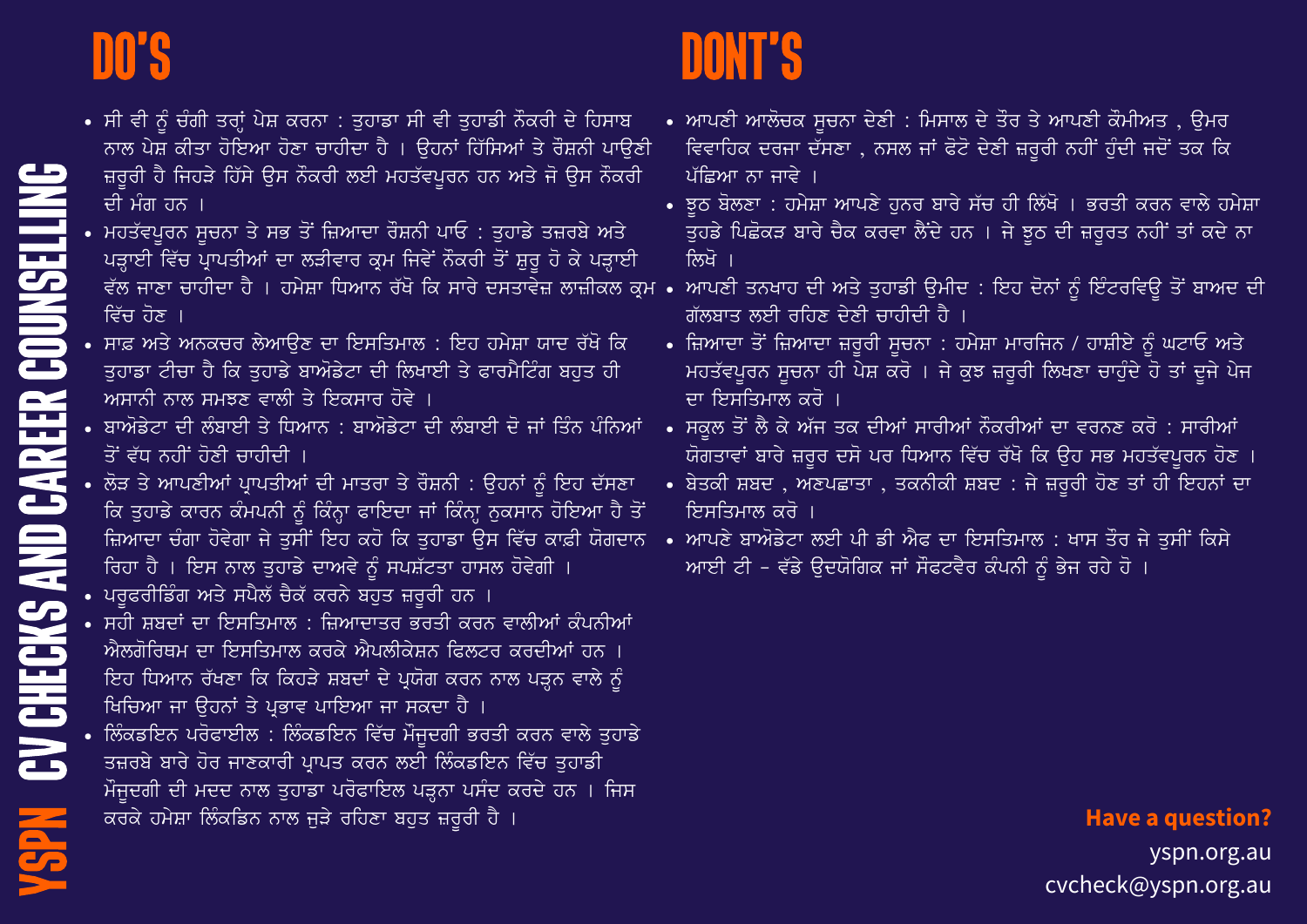# YSPN CV CHECKS AND CAREER COUNSELLING

## DO'S

- ਸੀ ਵੀ ਨੂੰ ਚੰਗੀ ਤਰ੍ਹਾਂ ਪੇਸ਼ ਕਰਨਾ : ਤੁਹਾਡਾ ਸੀ ਵੀ ਤੁਹਾਡੀ ਨੌਕਰੀ ਦੇ ਹਿਸਾਬ ਨਾਲ ਪੇਸ਼ ਕੀਤਾ ਹੋਇਆ ਹੋਣਾ ਚਾਹੀਦਾ ਹੈ । ਉਹਨਾਂ ਹਿੱਸਿਆਂ ਤੇ ਰੌਸ਼ਨੀ ਪਾਉਣੀ ਜ਼ਰੂਰੀ ਹੈ ਜਿਹੜੇ ਹਿੱਸੇ ਉਸ ਨੌਕਰੀ ਲਈ ਮਹਤੱਵਪੂਰਨ ਹਨ ਅਤੇ ਜੋ ਉਸ ਨੌਕਰੀ ਦੀ ਮੰਗ ਹਨ ।
- ਮਹਤੱਵਪੂਰਨ ਸੂਚਨਾ ਤੇ ਸਭ ਤੋਂ ਜ਼ਿਆਦਾ ਰੌਸ਼ਨੀ ਪਾਓ : ਤੁਹਾਡੇ ਤਜ਼ਰਬੇ ਅਤੇ ਪੜ੍ਹਾਈ ਵਿੱਚ ਪ੍ਰਾਪਤੀਆਂ ਦਾ ਲੜੀਵਾਰ ਕ੍ਰਮ ਜਿਵੇਂ ਨੌਕਰੀ ਤੋਂ ਸ਼ੁਰੂ ਹੋ ਕੇ ਪੜ੍ਹਾਈ ਵੱਲ ਜਾਣਾ ਚਾਹੀਦਾ ਹੈ । ਹਮੇਸ਼ਾ ਧਿਆਨ ਰੱਖੋ ਕਿ ਸਾਰੇ ਦਸਤਾਵੇਜ਼ ਲਾਜ਼ੀਕਲ ਕ੍ਰਮ ਵਿੱਚ ਹੋਣ ।
- ਸਾਫ਼ ਅਤੇ ਅਨਕਚਰ ਲੇਆਉਟ ਦਾ ਇਸਤਿਮਾਲ : ਇਹ ਹਮੇਸ਼ਾ ਯਾਦ ਰੱਖੋ ਕਿ ਤੁਹਾਡਾ ਟੀਚਾ ਹੈ ਕਿ ਤੁਹਾਡੇ ਬਾਔਡੇਟਾ ਦੀ ਲਿਖਾਈ ਤੇ ਫਾਰਮੈਟਿੰਗ ਬਹੁਤ ਹੀ ਅਸਾਨੀ ਨਾਲ ਸਮਝਣ ਵਾਲੀ ਤੇ ਇਕਸਾਰ ਹੋਵੇ ।
- ਬਾਔਡੇਟਾ ਦੀ ਲੰਬਾਈ ਤੇ ਧਿਆਨ : ਬਾਔਡੇਟਾ ਦੀ ਲੰਬਾਈ ਦੋ ਜਾਂ ਤਿੰਨ ਪੰਨਿਆਂ ਤੋਂ ਵੱਧ ਨਹੀਂ ਹੋਣੀ ਚਾਹੀਦੀ ।
- ਲੋੜ ਤੇ ਆਪਣੀਆਂ ਪ੍ਰਾਪਤੀਆਂ ਦੀ ਮਾਤਰਾ ਤੇ ਰੌਸ਼ਨੀ : ਉਹਨਾਂ ਨੂੰ ਇਹ ਦੱਸਣਾ ਕਿ ਤੁਹਾਡੇ ਕਾਰਨ ਕੰਮਪਨੀ ਨੂੰ ਕਿੰਨ੍ਹਾ ਫਾਇਦਾ ਜਾਂ ਕਿੰਨ੍ਹਾ ਨੁਕਸਾਨ ਹੋਇਆ ਹੈ ਤੋਂ ਜ਼ਿਆਦਾ ਚੰਗਾ ਹੋਵੇਗਾ ਜੇ ਤੁਸੀਂ ਇਹ ਕਹੋ ਕਿ ਤੁਹਾਡਾ ਉਸ ਵਿੱਚ ਕਾਫ਼ੀ ਯੋਗਦਾਨ ਰਿਹਾ ਹੈ । ਇਸ ਨਾਲ ਤੁਹਾਡੇ ਦਾਅਵੇ ਨੂੰ ਸਪਸ਼ੱਟਤਾ ਹਾਸਲ ਹੋਵੇਗੀ ।
- ਪਰੂਫਰੀਡਿੰਗ ਅਤੇ ਸਪੈਲ ਚੈਕੱ ਕਰਨੇ ਬਹੁਤ ਜ਼ਰੂਰੀ ਹਨ ।
- ਸਹੀ ਸ਼ਬਦਾਂ ਦਾ ਇਸਤਿਮਾਲ : ਜ਼ਿਆਦਾਤਰ ਭਰਤੀ ਕਰਨ ਵਾਲੀਆਂ ਕੰਪਨੀਆਂ ਐਲਗੋਰਿਥਮ ਦਾ ਇਸਤਿਮਾਲ ਕਰਕੇ ਐਪਲੀਕੇਸ਼ਨ ਫਿਲਟਰ ਕਰਦੀਆਂ ਹਨ । ਇਹ ਧਿਆਨ ਰੱਖਣਾ ਕਿ ਕਿਹੜੇ ਸ਼ਬਦਾਂ ਦੇ ਪ੍ਰਯੋਗ ਕਰਨ ਨਾਲ ਪੜ੍ਹਨ ਵਾਲੇ ਨੂੰ ਖਿਚਿਆ ਜਾ ਉਹਨਾਂ ਤੇ ਪ੍ਰਭਾਵ ਪਾਇਆ ਜਾ ਸਕਦਾ ਹੈ ।
- ਲਿੰਕਡਇਨ ਪਰੋਫਾਈਲ : ਲਿੰਕਡਇਨ ਵਿੱਚ ਮੌਜੂਦਗੀ ਭਰਤੀ ਕਰਨ ਵਾਲੇ ਤੁਹਾਡੇ ਤਜ਼ਰਬੇ ਬਾਰੇ ਹੋਰ ਜਾਣਕਾਰੀ ਪ੍ਰਾਪਤ ਕਰਨ ਲਈ ਲਿੰਕਡਇਨ ਵਿੱਚ ਤੁਹਾਡੀ ਮੌਜੂਦਗੀ ਦੀ ਮਦਦ ਨਾਲ ਤੁਹਾਡਾ ਪਰੋਫਾਇਲ ਪੜ੍ਹਨਾ ਪਸੰਦ ਕਰਦੇ ਹਨ । ਜਿਸ ਕਰਕੇ ਹਮੇਸ਼ਾ ਲਿੰਕਡਿਨ ਨਾਲ ਜੁੜੇ ਰਹਿਣਾ ਬਹੁਤ ਜ਼ਰੂਰੀ ਹੈ ।

## DONT'S

- ਆਪਣੀ ਆਲੋਚਕ ਸੂਚਨਾ ਦੇਣੀ : ਮਿਸਾਲ ਦੇ ਤੌਰ ਤੇ ਆਪਣੀ ਕੌਮੀਅਤ , ਉਮਰ ਵਿਵਾਹਿਕ ਦਰਜਾ ਦੱਸਣਾ , ਨਸਲ ਜਾਂ ਫੋਟੋ ਦੇਣੀ ਜ਼ਰੂਰੀ ਨਹੀਂ ਹੁੰਦੀ ਜਦੋਂ ਤਕ ਕਿ ਪੱਛਿਆ ਨਾ ਜਾਵੇ ।
- ਝੂਠ ਬੋਲਣਾ : ਹਮੇਸ਼ਾ ਆਪਣੇ ਹੁਨਰ ਬਾਰੇ ਸੱਚ ਹੀ ਲਿੱਖੋ । ਭਰਤੀ ਕਰਨ ਵਾਲੇ ਹਮੇਸ਼ਾ ਤੁਹਡੇ ਪਿਛੋਕੜ ਬਾਰੇ ਚੈਕ ਕਰਵਾ ਲੈਂਦੇ ਹਨ । ਜੇ ਝੂਠ ਦੀ ਜ਼ਰੂਰਤ ਨਹੀਂ ਤਾਂ ਕਦੇ ਨਾ ਲਿਖੋ ।
- ਆਪਣੀ ਤਨਖਾਹ ਦੀ ਅਤੇ ਤੁਹਾਡੀ ਉਮੀਦ : ਇਹ ਦੋਨਾਂ ਨੂੰ ਇੰਟਰਵਿਊ ਤੋਂ ਬਾਅਦ ਦੀ ਗੱਲਬਾਤ ਲਈ ਰਹਿਣ ਦੇਣੀ ਚਾਹੀਦੀ ਹੈ ।
- ਜ਼ਿਆਦਾ ਤੋਂ ਜ਼ਿਆਦਾ ਜ਼ਰੂਰੀ ਸੂਚਨਾ : ਹਮੇਸ਼ਾ ਮਾਰਜਿਨ / ਹਾਸ਼ੀਏ ਨੂੰ ਘਟਾਓ ਅਤੇ ਮਹਤੱਵਪੂਰਨ ਸੂਚਨਾ ਹੀ ਪੇਸ਼ ਕਰੋ । ਜੇ ਕੁਝ ਜ਼ਰੂਰੀ ਲਿਖਣਾ ਚਾਹੁੰਦੇ ਹੋ ਤਾਂ ਦੂਜੇ ਪੇਜ ਦਾ ਇਸਤਿਮਾਲ ਕਰੋ ।
- ਸਕੂਲ ਤੋਂ ਲੈ ਕੇ ਅੱਜ ਤਕ ਦੀਆਂ ਸਾਰੀਆਂ ਨੌਕਰੀਆਂ ਦਾ ਵਰਨਣ ਕਰੋ : ਸਾਰੀਆਂ ਯੋਗਤਾਵਾਂ ਬਾਰੇ ਜ਼ਰੂਰ ਦਸੋ ਪਰ ਧਿਆਨ ਵਿੱਚ ਰੱਖੋ ਕਿ ਉਹ ਸਭ ਮਹਤੱਵਪੂਰਨ ਹੋਣ ।
- ਬੇਤਕੀ ਸ਼ਬਦ , ਅਣਪਛਾਤਾ , ਤਕਨੀਕੀ ਸ਼ਬਦ : ਜੇ ਜ਼ਰੂਰੀ ਹੋਣ ਤਾਂ ਹੀ ਇਹਨਾਂ ਦਾ ਇਸਤਿਮਾਲ ਕਰੋ ।
- ਆਪਣੇ ਬਾਔਡੇਟਾ ਲਈ ਪੀ ਡੀ ਐਫ ਦਾ ਇਸਤਿਮਾਲ : ਖਾਸ ਤੌਰ ਜੇ ਤੁਸੀਂ ਕਿਸੇ ਆਈ ਟੀ - ਵੱਡੇ ਉਦਯੋਗਿਕ ਜਾਂ ਸੌਫਟਵੈਰ ਕੰਪਨੀ ਨੂੰ ਭੇਜ ਰਹੇ ਹੋ ।

**Have a question?**

yspn.org.au

cvcheck@yspn.org.au